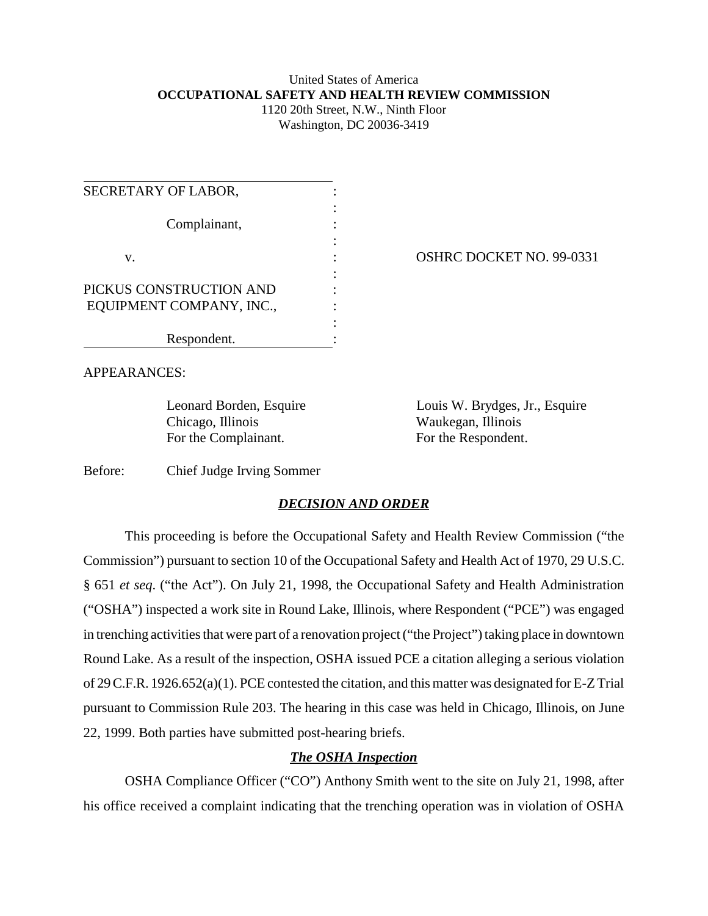United States of America
**OCCUPATIONAL SAFETY AND HEALTH REVIEW COMMISSION**
1120 20th Street, N.W., Ninth Floor
Washington, DC 20036-3419

| | |
|---|---|
| SECRETARY OF LABOR,<br><br>Complainant,<br><br>v.<br><br>PICKUS CONSTRUCTION AND EQUIPMENT COMPANY, INC.,<br><br>Respondent. | OSHRC DOCKET NO. 99-0331 |

APPEARANCES:

| | |
|---|---|
| Leonard Borden, Esquire<br>Chicago, Illinois<br>For the Complainant. | Louis W. Brydges, Jr., Esquire<br>Waukegan, Illinois<br>For the Respondent. |

Before: Chief Judge Irving Sommer

## ***DECISION AND ORDER***

This proceeding is before the Occupational Safety and Health Review Commission ("the Commission") pursuant to section 10 of the Occupational Safety and Health Act of 1970, 29 U.S.C. § 651 *et seq*. ("the Act"). On July 21, 1998, the Occupational Safety and Health Administration ("OSHA") inspected a work site in Round Lake, Illinois, where Respondent ("PCE") was engaged in trenching activities that were part of a renovation project ("the Project") taking place in downtown Round Lake. As a result of the inspection, OSHA issued PCE a citation alleging a serious violation of 29 C.F.R. 1926.652(a)(1). PCE contested the citation, and this matter was designated for E-Z Trial pursuant to Commission Rule 203. The hearing in this case was held in Chicago, Illinois, on June 22, 1999. Both parties have submitted post-hearing briefs.

### ***The OSHA Inspection***

OSHA Compliance Officer ("CO") Anthony Smith went to the site on July 21, 1998, after his office received a complaint indicating that the trenching operation was in violation of OSHA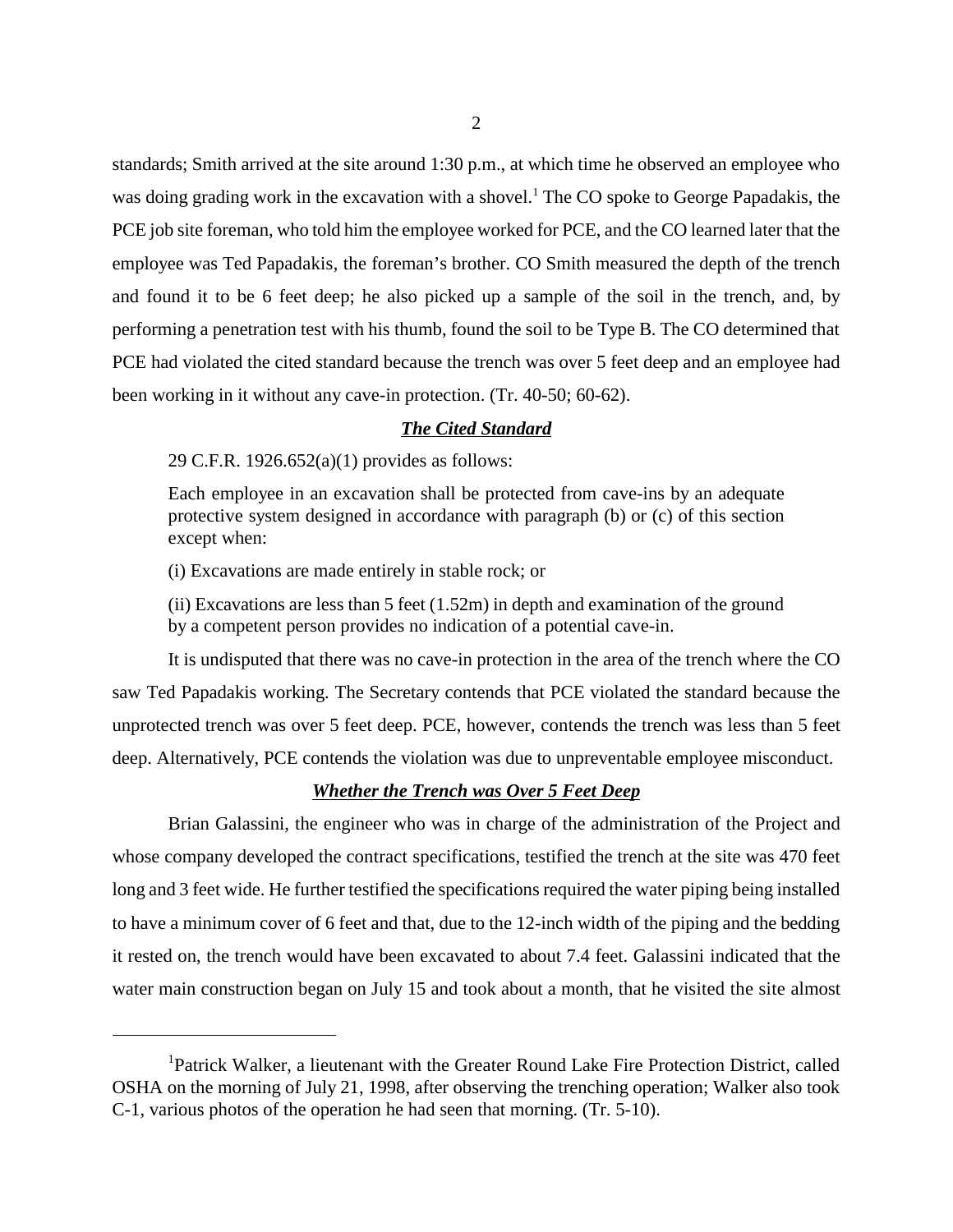standards; Smith arrived at the site around 1:30 p.m., at which time he observed an employee who was doing grading work in the excavation with a shovel.[1] The CO spoke to George Papadakis, the PCE job site foreman, who told him the employee worked for PCE, and the CO learned later that the employee was Ted Papadakis, the foreman's brother. CO Smith measured the depth of the trench and found it to be 6 feet deep; he also picked up a sample of the soil in the trench, and, by performing a penetration test with his thumb, found the soil to be Type B. The CO determined that PCE had violated the cited standard because the trench was over 5 feet deep and an employee had been working in it without any cave-in protection. (Tr. 40-50; 60-62).

***The Cited Standard***

29 C.F.R. 1926.652(a)(1) provides as follows:

> Each employee in an excavation shall be protected from cave-ins by an adequate protective system designed in accordance with paragraph (b) or (c) of this section except when:
>
> (i) Excavations are made entirely in stable rock; or
>
> (ii) Excavations are less than 5 feet (1.52m) in depth and examination of the ground by a competent person provides no indication of a potential cave-in.

It is undisputed that there was no cave-in protection in the area of the trench where the CO saw Ted Papadakis working. The Secretary contends that PCE violated the standard because the unprotected trench was over 5 feet deep. PCE, however, contends the trench was less than 5 feet deep. Alternatively, PCE contends the violation was due to unpreventable employee misconduct.

***Whether the Trench was Over 5 Feet Deep***

Brian Galassini, the engineer who was in charge of the administration of the Project and whose company developed the contract specifications, testified the trench at the site was 470 feet long and 3 feet wide. He further testified the specifications required the water piping being installed to have a minimum cover of 6 feet and that, due to the 12-inch width of the piping and the bedding it rested on, the trench would have been excavated to about 7.4 feet. Galassini indicated that the water main construction began on July 15 and took about a month, that he visited the site almost

---

[1] Patrick Walker, a lieutenant with the Greater Round Lake Fire Protection District, called OSHA on the morning of July 21, 1998, after observing the trenching operation; Walker also took C-1, various photos of the operation he had seen that morning. (Tr. 5-10).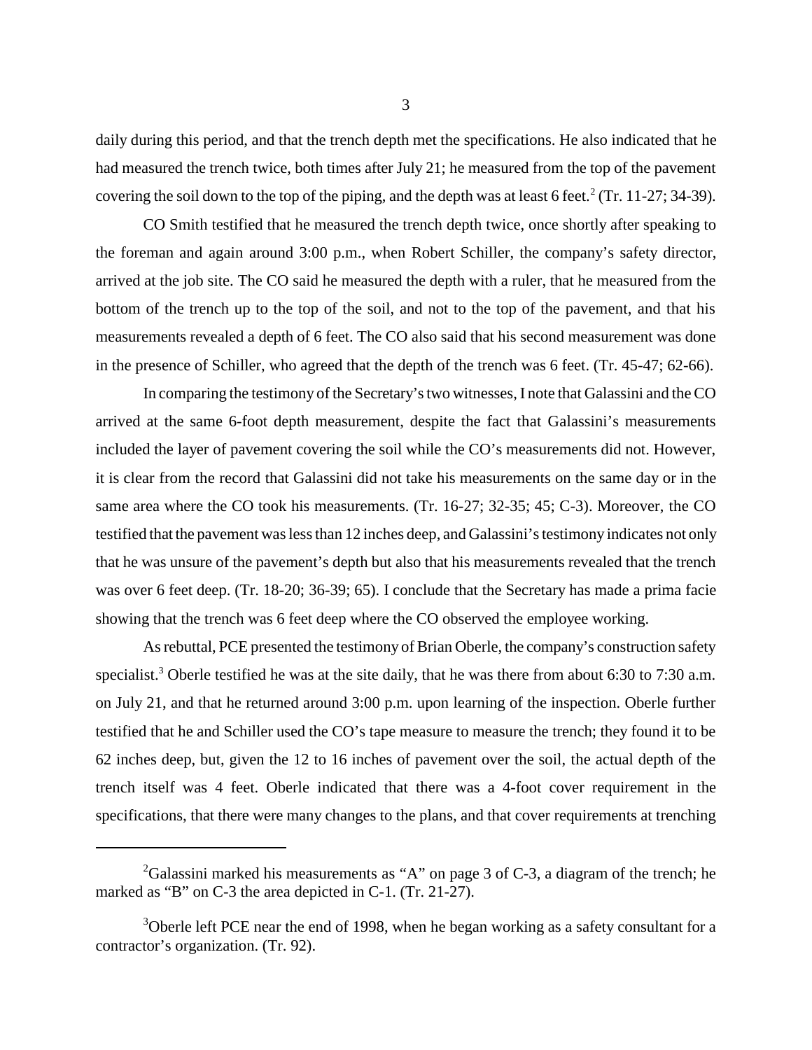daily during this period, and that the trench depth met the specifications. He also indicated that he had measured the trench twice, both times after July 21; he measured from the top of the pavement covering the soil down to the top of the piping, and the depth was at least 6 feet.[2] (Tr. 11-27; 34-39).

CO Smith testified that he measured the trench depth twice, once shortly after speaking to the foreman and again around 3:00 p.m., when Robert Schiller, the company's safety director, arrived at the job site. The CO said he measured the depth with a ruler, that he measured from the bottom of the trench up to the top of the soil, and not to the top of the pavement, and that his measurements revealed a depth of 6 feet. The CO also said that his second measurement was done in the presence of Schiller, who agreed that the depth of the trench was 6 feet. (Tr. 45-47; 62-66).

In comparing the testimony of the Secretary's two witnesses, I note that Galassini and the CO arrived at the same 6-foot depth measurement, despite the fact that Galassini's measurements included the layer of pavement covering the soil while the CO's measurements did not. However, it is clear from the record that Galassini did not take his measurements on the same day or in the same area where the CO took his measurements. (Tr. 16-27; 32-35; 45; C-3). Moreover, the CO testified that the pavement was less than 12 inches deep, and Galassini's testimony indicates not only that he was unsure of the pavement's depth but also that his measurements revealed that the trench was over 6 feet deep. (Tr. 18-20; 36-39; 65). I conclude that the Secretary has made a prima facie showing that the trench was 6 feet deep where the CO observed the employee working.

As rebuttal, PCE presented the testimony of Brian Oberle, the company's construction safety specialist.[3] Oberle testified he was at the site daily, that he was there from about 6:30 to 7:30 a.m. on July 21, and that he returned around 3:00 p.m. upon learning of the inspection. Oberle further testified that he and Schiller used the CO's tape measure to measure the trench; they found it to be 62 inches deep, but, given the 12 to 16 inches of pavement over the soil, the actual depth of the trench itself was 4 feet. Oberle indicated that there was a 4-foot cover requirement in the specifications, that there were many changes to the plans, and that cover requirements at trenching

---

[2] Galassini marked his measurements as "A" on page 3 of C-3, a diagram of the trench; he marked as "B" on C-3 the area depicted in C-1. (Tr. 21-27).

[3] Oberle left PCE near the end of 1998, when he began working as a safety consultant for a contractor's organization. (Tr. 92).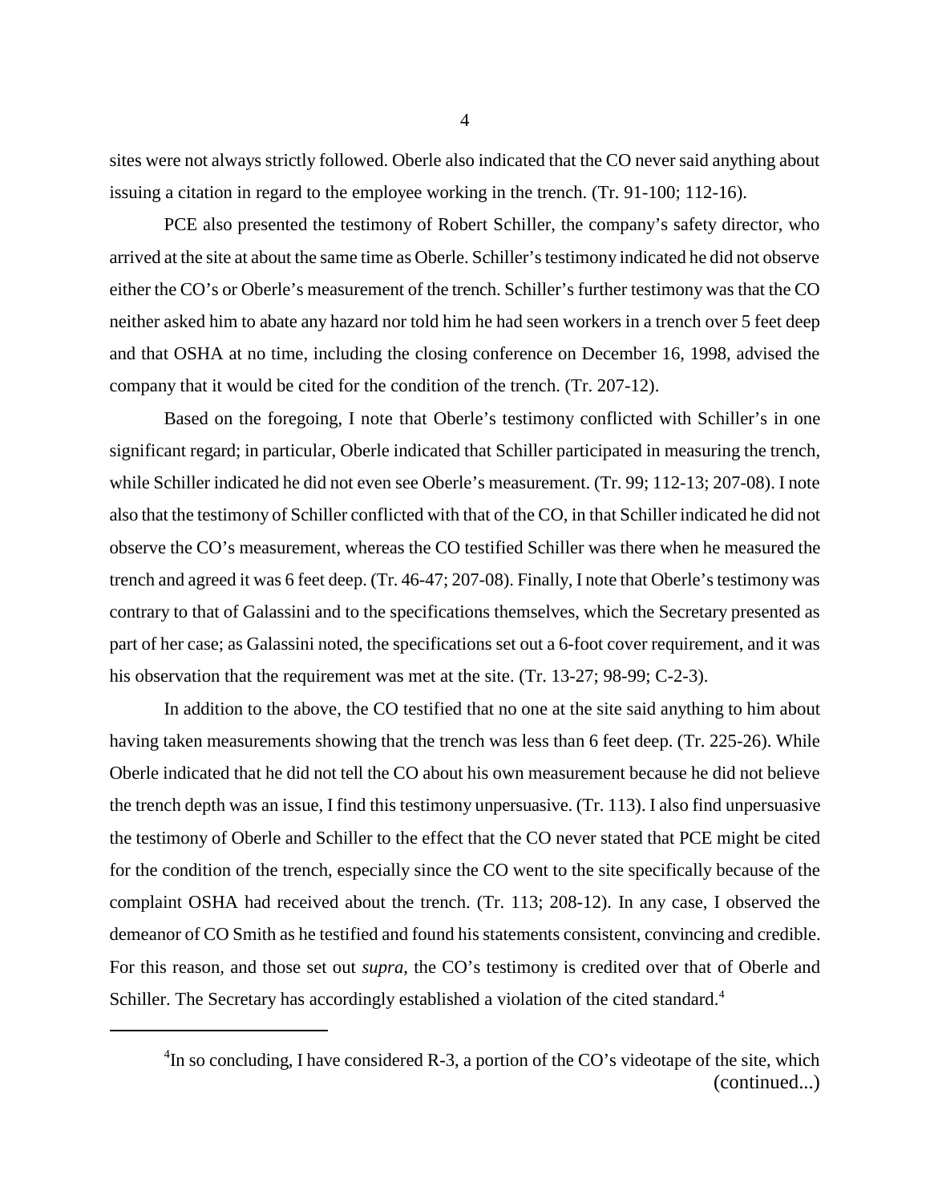sites were not always strictly followed. Oberle also indicated that the CO never said anything about issuing a citation in regard to the employee working in the trench. (Tr. 91-100; 112-16).

PCE also presented the testimony of Robert Schiller, the company's safety director, who arrived at the site at about the same time as Oberle. Schiller's testimony indicated he did not observe either the CO's or Oberle's measurement of the trench. Schiller's further testimony was that the CO neither asked him to abate any hazard nor told him he had seen workers in a trench over 5 feet deep and that OSHA at no time, including the closing conference on December 16, 1998, advised the company that it would be cited for the condition of the trench. (Tr. 207-12).

Based on the foregoing, I note that Oberle's testimony conflicted with Schiller's in one significant regard; in particular, Oberle indicated that Schiller participated in measuring the trench, while Schiller indicated he did not even see Oberle's measurement. (Tr. 99; 112-13; 207-08). I note also that the testimony of Schiller conflicted with that of the CO, in that Schiller indicated he did not observe the CO's measurement, whereas the CO testified Schiller was there when he measured the trench and agreed it was 6 feet deep. (Tr. 46-47; 207-08). Finally, I note that Oberle's testimony was contrary to that of Galassini and to the specifications themselves, which the Secretary presented as part of her case; as Galassini noted, the specifications set out a 6-foot cover requirement, and it was his observation that the requirement was met at the site. (Tr. 13-27; 98-99; C-2-3).

In addition to the above, the CO testified that no one at the site said anything to him about having taken measurements showing that the trench was less than 6 feet deep. (Tr. 225-26). While Oberle indicated that he did not tell the CO about his own measurement because he did not believe the trench depth was an issue, I find this testimony unpersuasive. (Tr. 113). I also find unpersuasive the testimony of Oberle and Schiller to the effect that the CO never stated that PCE might be cited for the condition of the trench, especially since the CO went to the site specifically because of the complaint OSHA had received about the trench. (Tr. 113; 208-12). In any case, I observed the demeanor of CO Smith as he testified and found his statements consistent, convincing and credible. For this reason, and those set out *supra*, the CO's testimony is credited over that of Oberle and Schiller. The Secretary has accordingly established a violation of the cited standard.[4]

---

[4]In so concluding, I have considered R-3, a portion of the CO's videotape of the site, which (continued...)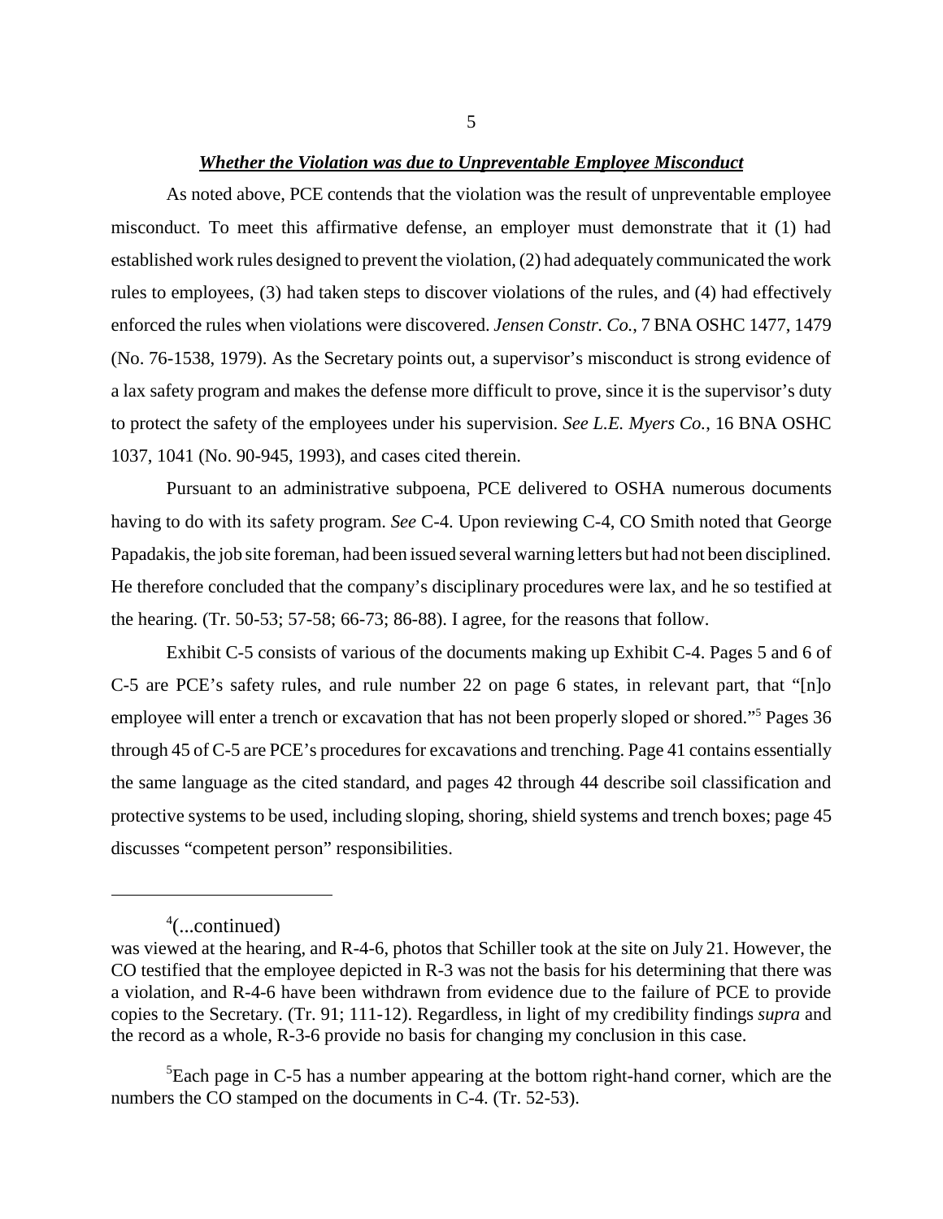***Whether the Violation was due to Unpreventable Employee Misconduct***

As noted above, PCE contends that the violation was the result of unpreventable employee misconduct. To meet this affirmative defense, an employer must demonstrate that it (1) had established work rules designed to prevent the violation, (2) had adequately communicated the work rules to employees, (3) had taken steps to discover violations of the rules, and (4) had effectively enforced the rules when violations were discovered. *Jensen Constr. Co.*, 7 BNA OSHC 1477, 1479 (No. 76-1538, 1979). As the Secretary points out, a supervisor's misconduct is strong evidence of a lax safety program and makes the defense more difficult to prove, since it is the supervisor's duty to protect the safety of the employees under his supervision. *See L.E. Myers Co.*, 16 BNA OSHC 1037, 1041 (No. 90-945, 1993), and cases cited therein.

Pursuant to an administrative subpoena, PCE delivered to OSHA numerous documents having to do with its safety program. *See* C-4. Upon reviewing C-4, CO Smith noted that George Papadakis, the job site foreman, had been issued several warning letters but had not been disciplined. He therefore concluded that the company's disciplinary procedures were lax, and he so testified at the hearing. (Tr. 50-53; 57-58; 66-73; 86-88). I agree, for the reasons that follow.

Exhibit C-5 consists of various of the documents making up Exhibit C-4. Pages 5 and 6 of C-5 are PCE's safety rules, and rule number 22 on page 6 states, in relevant part, that "[n]o employee will enter a trench or excavation that has not been properly sloped or shored."[5] Pages 36 through 45 of C-5 are PCE's procedures for excavations and trenching. Page 41 contains essentially the same language as the cited standard, and pages 42 through 44 describe soil classification and protective systems to be used, including sloping, shoring, shield systems and trench boxes; page 45 discusses "competent person" responsibilities.

---

[4](...continued)
was viewed at the hearing, and R-4-6, photos that Schiller took at the site on July 21. However, the CO testified that the employee depicted in R-3 was not the basis for his determining that there was a violation, and R-4-6 have been withdrawn from evidence due to the failure of PCE to provide copies to the Secretary. (Tr. 91; 111-12). Regardless, in light of my credibility findings *supra* and the record as a whole, R-3-6 provide no basis for changing my conclusion in this case.

[5]Each page in C-5 has a number appearing at the bottom right-hand corner, which are the numbers the CO stamped on the documents in C-4. (Tr. 52-53).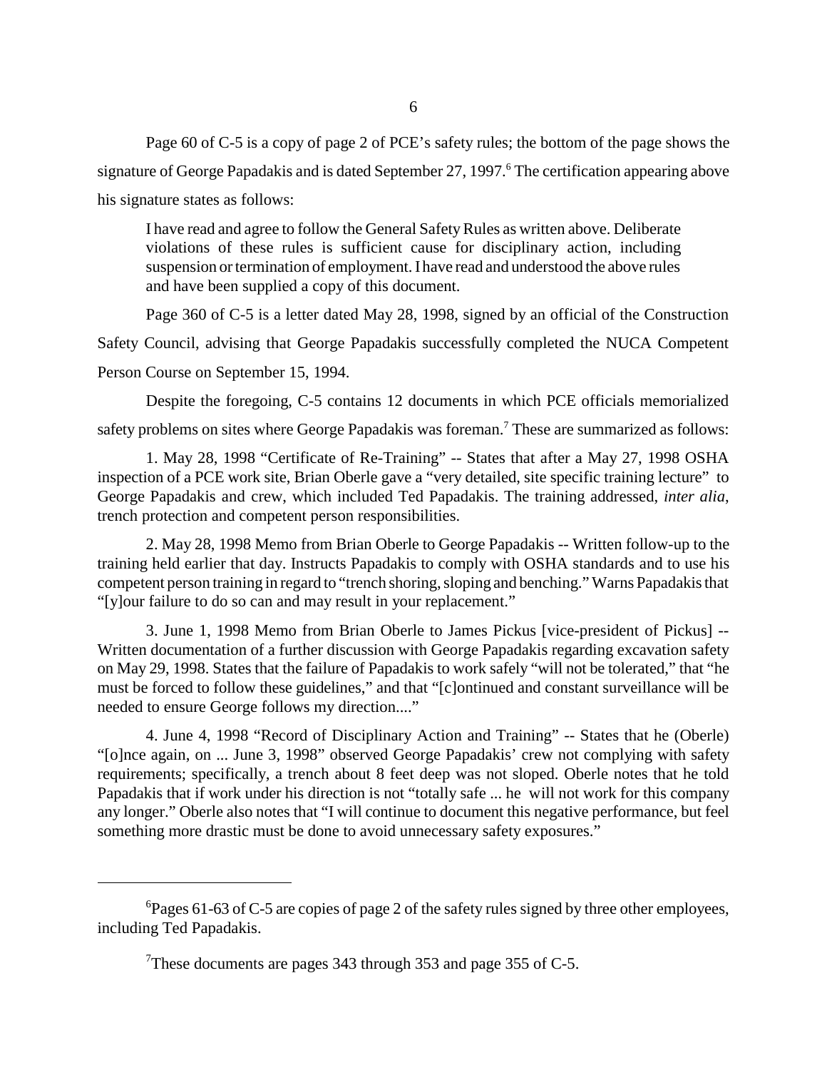Page 60 of C-5 is a copy of page 2 of PCE's safety rules; the bottom of the page shows the signature of George Papadakis and is dated September 27, 1997.[6] The certification appearing above his signature states as follows:

> I have read and agree to follow the General Safety Rules as written above. Deliberate violations of these rules is sufficient cause for disciplinary action, including suspension or termination of employment. I have read and understood the above rules and have been supplied a copy of this document.

Page 360 of C-5 is a letter dated May 28, 1998, signed by an official of the Construction Safety Council, advising that George Papadakis successfully completed the NUCA Competent Person Course on September 15, 1994.

Despite the foregoing, C-5 contains 12 documents in which PCE officials memorialized safety problems on sites where George Papadakis was foreman.[7] These are summarized as follows:

1. May 28, 1998 "Certificate of Re-Training" -- States that after a May 27, 1998 OSHA inspection of a PCE work site, Brian Oberle gave a "very detailed, site specific training lecture" to George Papadakis and crew, which included Ted Papadakis. The training addressed, *inter alia*, trench protection and competent person responsibilities.

2. May 28, 1998 Memo from Brian Oberle to George Papadakis -- Written follow-up to the training held earlier that day. Instructs Papadakis to comply with OSHA standards and to use his competent person training in regard to "trench shoring, sloping and benching." Warns Papadakis that "[y]our failure to do so can and may result in your replacement."

3. June 1, 1998 Memo from Brian Oberle to James Pickus [vice-president of Pickus] -- Written documentation of a further discussion with George Papadakis regarding excavation safety on May 29, 1998. States that the failure of Papadakis to work safely "will not be tolerated," that "he must be forced to follow these guidelines," and that "[c]ontinued and constant surveillance will be needed to ensure George follows my direction...."

4. June 4, 1998 "Record of Disciplinary Action and Training" -- States that he (Oberle) "[o]nce again, on ... June 3, 1998" observed George Papadakis' crew not complying with safety requirements; specifically, a trench about 8 feet deep was not sloped. Oberle notes that he told Papadakis that if work under his direction is not "totally safe ... he will not work for this company any longer." Oberle also notes that "I will continue to document this negative performance, but feel something more drastic must be done to avoid unnecessary safety exposures."

---

[6] Pages 61-63 of C-5 are copies of page 2 of the safety rules signed by three other employees, including Ted Papadakis.

[7] These documents are pages 343 through 353 and page 355 of C-5.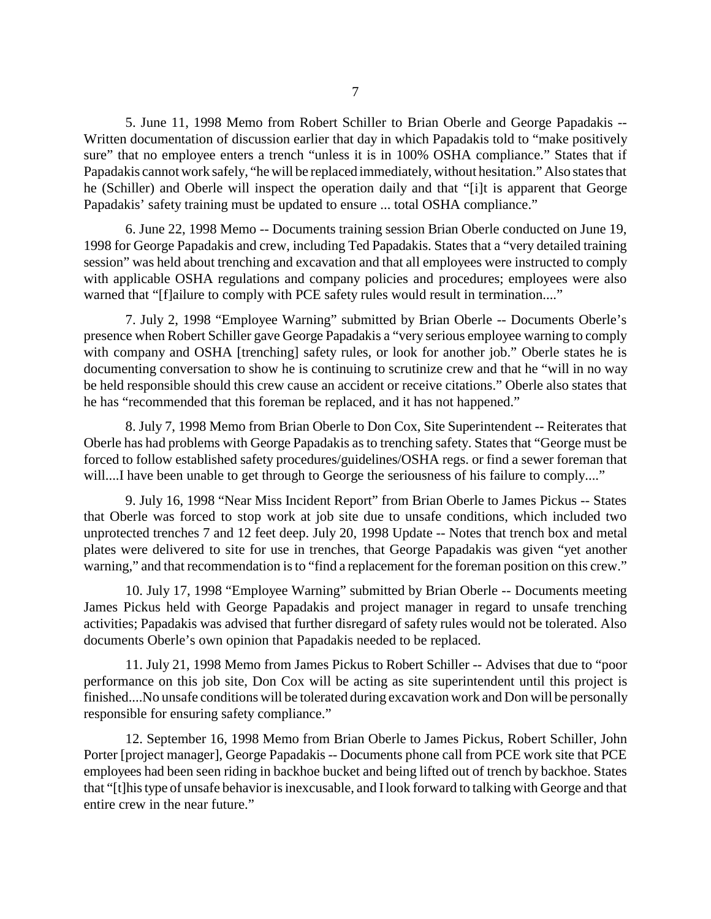5. June 11, 1998 Memo from Robert Schiller to Brian Oberle and George Papadakis -- Written documentation of discussion earlier that day in which Papadakis told to "make positively sure" that no employee enters a trench "unless it is in 100% OSHA compliance." States that if Papadakis cannot work safely, "he will be replaced immediately, without hesitation." Also states that he (Schiller) and Oberle will inspect the operation daily and that "[i]t is apparent that George Papadakis' safety training must be updated to ensure ... total OSHA compliance."

6. June 22, 1998 Memo -- Documents training session Brian Oberle conducted on June 19, 1998 for George Papadakis and crew, including Ted Papadakis. States that a "very detailed training session" was held about trenching and excavation and that all employees were instructed to comply with applicable OSHA regulations and company policies and procedures; employees were also warned that "[f]ailure to comply with PCE safety rules would result in termination...."

7. July 2, 1998 "Employee Warning" submitted by Brian Oberle -- Documents Oberle's presence when Robert Schiller gave George Papadakis a "very serious employee warning to comply with company and OSHA [trenching] safety rules, or look for another job." Oberle states he is documenting conversation to show he is continuing to scrutinize crew and that he "will in no way be held responsible should this crew cause an accident or receive citations." Oberle also states that he has "recommended that this foreman be replaced, and it has not happened."

8. July 7, 1998 Memo from Brian Oberle to Don Cox, Site Superintendent -- Reiterates that Oberle has had problems with George Papadakis as to trenching safety. States that "George must be forced to follow established safety procedures/guidelines/OSHA regs. or find a sewer foreman that will....I have been unable to get through to George the seriousness of his failure to comply...."

9. July 16, 1998 "Near Miss Incident Report" from Brian Oberle to James Pickus -- States that Oberle was forced to stop work at job site due to unsafe conditions, which included two unprotected trenches 7 and 12 feet deep. July 20, 1998 Update -- Notes that trench box and metal plates were delivered to site for use in trenches, that George Papadakis was given "yet another warning," and that recommendation is to "find a replacement for the foreman position on this crew."

10. July 17, 1998 "Employee Warning" submitted by Brian Oberle -- Documents meeting James Pickus held with George Papadakis and project manager in regard to unsafe trenching activities; Papadakis was advised that further disregard of safety rules would not be tolerated. Also documents Oberle's own opinion that Papadakis needed to be replaced.

11. July 21, 1998 Memo from James Pickus to Robert Schiller -- Advises that due to "poor performance on this job site, Don Cox will be acting as site superintendent until this project is finished....No unsafe conditions will be tolerated during excavation work and Don will be personally responsible for ensuring safety compliance."

12. September 16, 1998 Memo from Brian Oberle to James Pickus, Robert Schiller, John Porter [project manager], George Papadakis -- Documents phone call from PCE work site that PCE employees had been seen riding in backhoe bucket and being lifted out of trench by backhoe. States that "[t]his type of unsafe behavior is inexcusable, and I look forward to talking with George and that entire crew in the near future."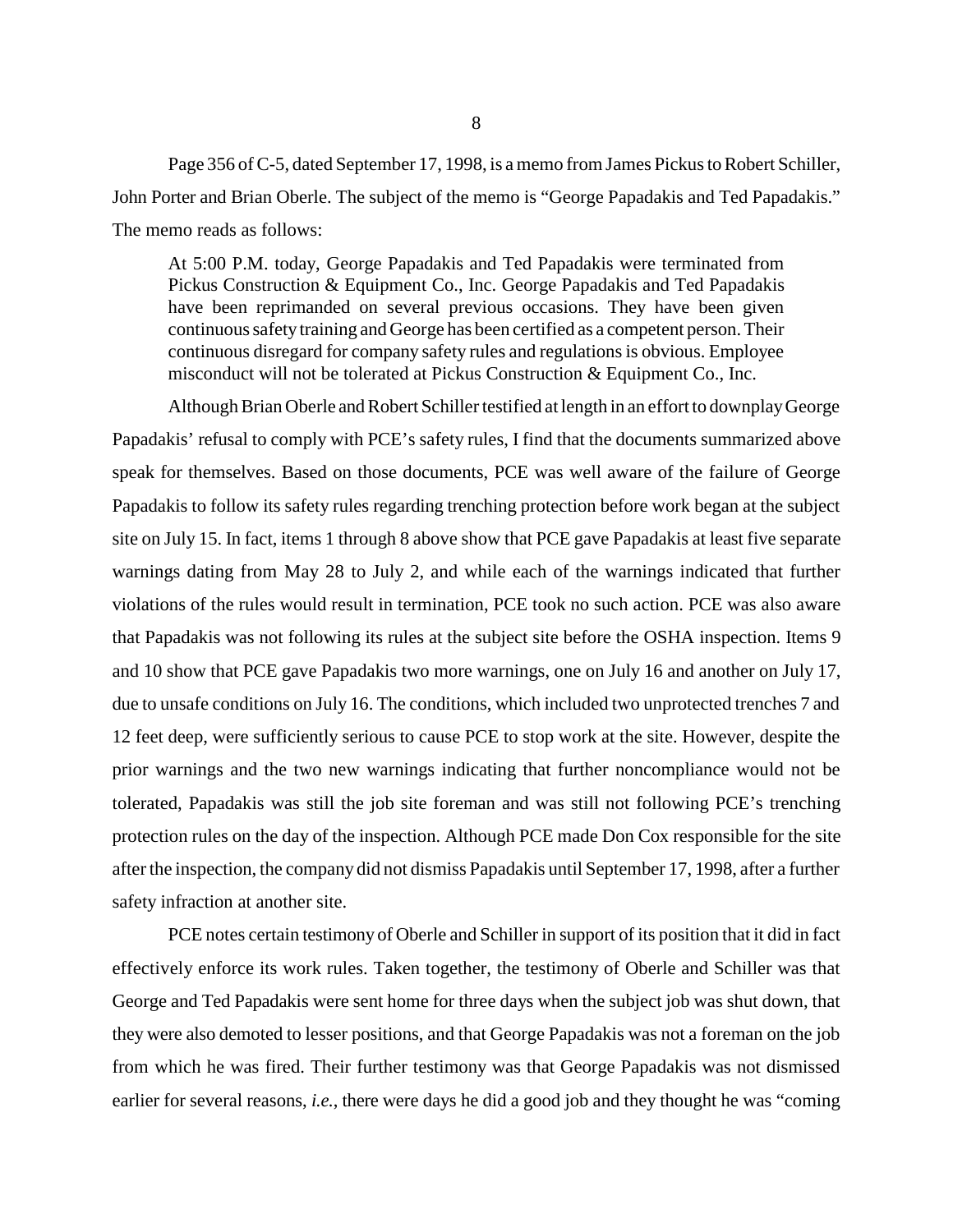Page 356 of C-5, dated September 17, 1998, is a memo from James Pickus to Robert Schiller, John Porter and Brian Oberle. The subject of the memo is "George Papadakis and Ted Papadakis." The memo reads as follows:

> At 5:00 P.M. today, George Papadakis and Ted Papadakis were terminated from Pickus Construction & Equipment Co., Inc. George Papadakis and Ted Papadakis have been reprimanded on several previous occasions. They have been given continuous safety training and George has been certified as a competent person. Their continuous disregard for company safety rules and regulations is obvious. Employee misconduct will not be tolerated at Pickus Construction & Equipment Co., Inc.

Although Brian Oberle and Robert Schiller testified at length in an effort to downplay George Papadakis' refusal to comply with PCE's safety rules, I find that the documents summarized above speak for themselves. Based on those documents, PCE was well aware of the failure of George Papadakis to follow its safety rules regarding trenching protection before work began at the subject site on July 15. In fact, items 1 through 8 above show that PCE gave Papadakis at least five separate warnings dating from May 28 to July 2, and while each of the warnings indicated that further violations of the rules would result in termination, PCE took no such action. PCE was also aware that Papadakis was not following its rules at the subject site before the OSHA inspection. Items 9 and 10 show that PCE gave Papadakis two more warnings, one on July 16 and another on July 17, due to unsafe conditions on July 16. The conditions, which included two unprotected trenches 7 and 12 feet deep, were sufficiently serious to cause PCE to stop work at the site. However, despite the prior warnings and the two new warnings indicating that further noncompliance would not be tolerated, Papadakis was still the job site foreman and was still not following PCE's trenching protection rules on the day of the inspection. Although PCE made Don Cox responsible for the site after the inspection, the company did not dismiss Papadakis until September 17, 1998, after a further safety infraction at another site.

PCE notes certain testimony of Oberle and Schiller in support of its position that it did in fact effectively enforce its work rules. Taken together, the testimony of Oberle and Schiller was that George and Ted Papadakis were sent home for three days when the subject job was shut down, that they were also demoted to lesser positions, and that George Papadakis was not a foreman on the job from which he was fired. Their further testimony was that George Papadakis was not dismissed earlier for several reasons, *i.e.*, there were days he did a good job and they thought he was "coming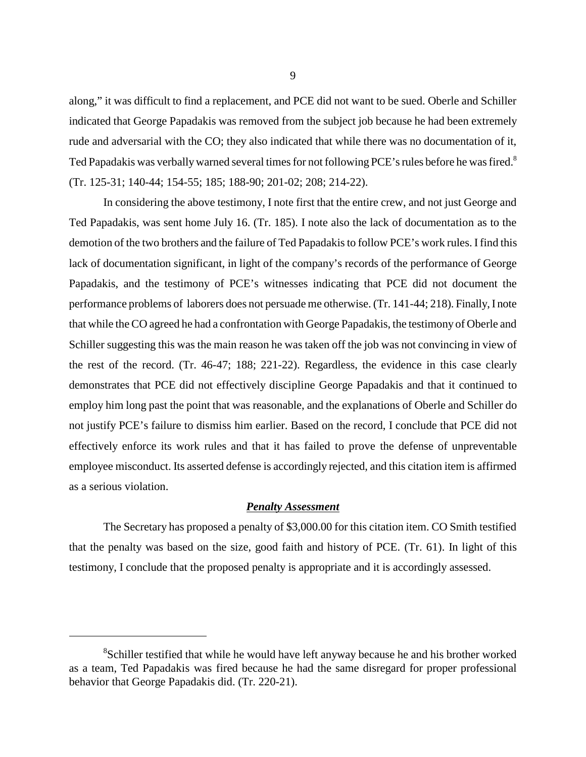along," it was difficult to find a replacement, and PCE did not want to be sued. Oberle and Schiller indicated that George Papadakis was removed from the subject job because he had been extremely rude and adversarial with the CO; they also indicated that while there was no documentation of it, Ted Papadakis was verbally warned several times for not following PCE's rules before he was fired.[8] (Tr. 125-31; 140-44; 154-55; 185; 188-90; 201-02; 208; 214-22).

In considering the above testimony, I note first that the entire crew, and not just George and Ted Papadakis, was sent home July 16. (Tr. 185). I note also the lack of documentation as to the demotion of the two brothers and the failure of Ted Papadakis to follow PCE's work rules. I find this lack of documentation significant, in light of the company's records of the performance of George Papadakis, and the testimony of PCE's witnesses indicating that PCE did not document the performance problems of laborers does not persuade me otherwise. (Tr. 141-44; 218). Finally, I note that while the CO agreed he had a confrontation with George Papadakis, the testimony of Oberle and Schiller suggesting this was the main reason he was taken off the job was not convincing in view of the rest of the record. (Tr. 46-47; 188; 221-22). Regardless, the evidence in this case clearly demonstrates that PCE did not effectively discipline George Papadakis and that it continued to employ him long past the point that was reasonable, and the explanations of Oberle and Schiller do not justify PCE's failure to dismiss him earlier. Based on the record, I conclude that PCE did not effectively enforce its work rules and that it has failed to prove the defense of unpreventable employee misconduct. Its asserted defense is accordingly rejected, and this citation item is affirmed as a serious violation.

## ***Penalty Assessment***

The Secretary has proposed a penalty of $3,000.00 for this citation item. CO Smith testified that the penalty was based on the size, good faith and history of PCE. (Tr. 61). In light of this testimony, I conclude that the proposed penalty is appropriate and it is accordingly assessed.

---

[8]Schiller testified that while he would have left anyway because he and his brother worked as a team, Ted Papadakis was fired because he had the same disregard for proper professional behavior that George Papadakis did. (Tr. 220-21).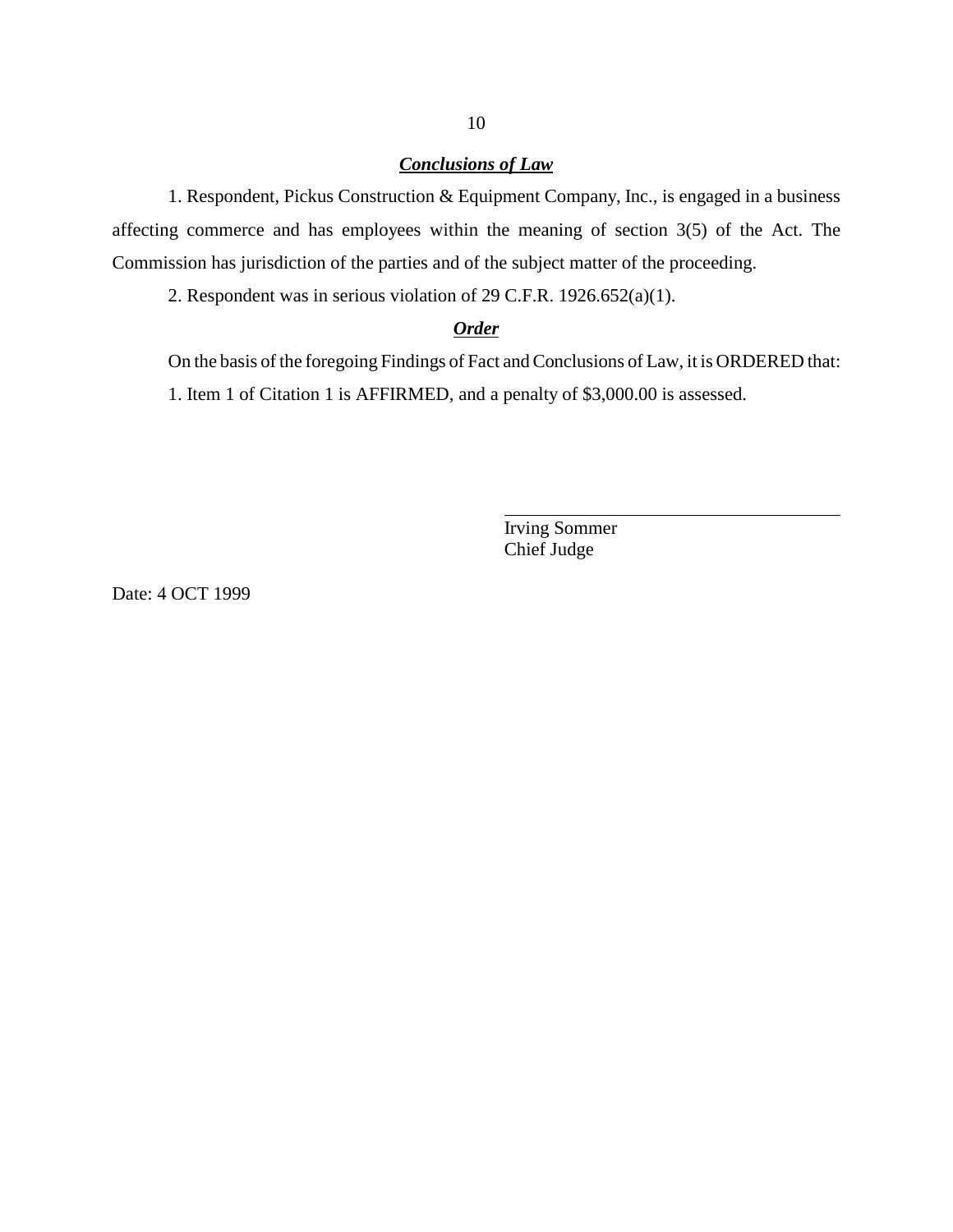***Conclusions of Law***

1. Respondent, Pickus Construction & Equipment Company, Inc., is engaged in a business affecting commerce and has employees within the meaning of section 3(5) of the Act. The Commission has jurisdiction of the parties and of the subject matter of the proceeding.

2. Respondent was in serious violation of 29 C.F.R. 1926.652(a)(1).

***Order***

On the basis of the foregoing Findings of Fact and Conclusions of Law, it is ORDERED that:

1. Item 1 of Citation 1 is AFFIRMED, and a penalty of $3,000.00 is assessed.

Irving Sommer
Chief Judge

Date: 4 OCT 1999